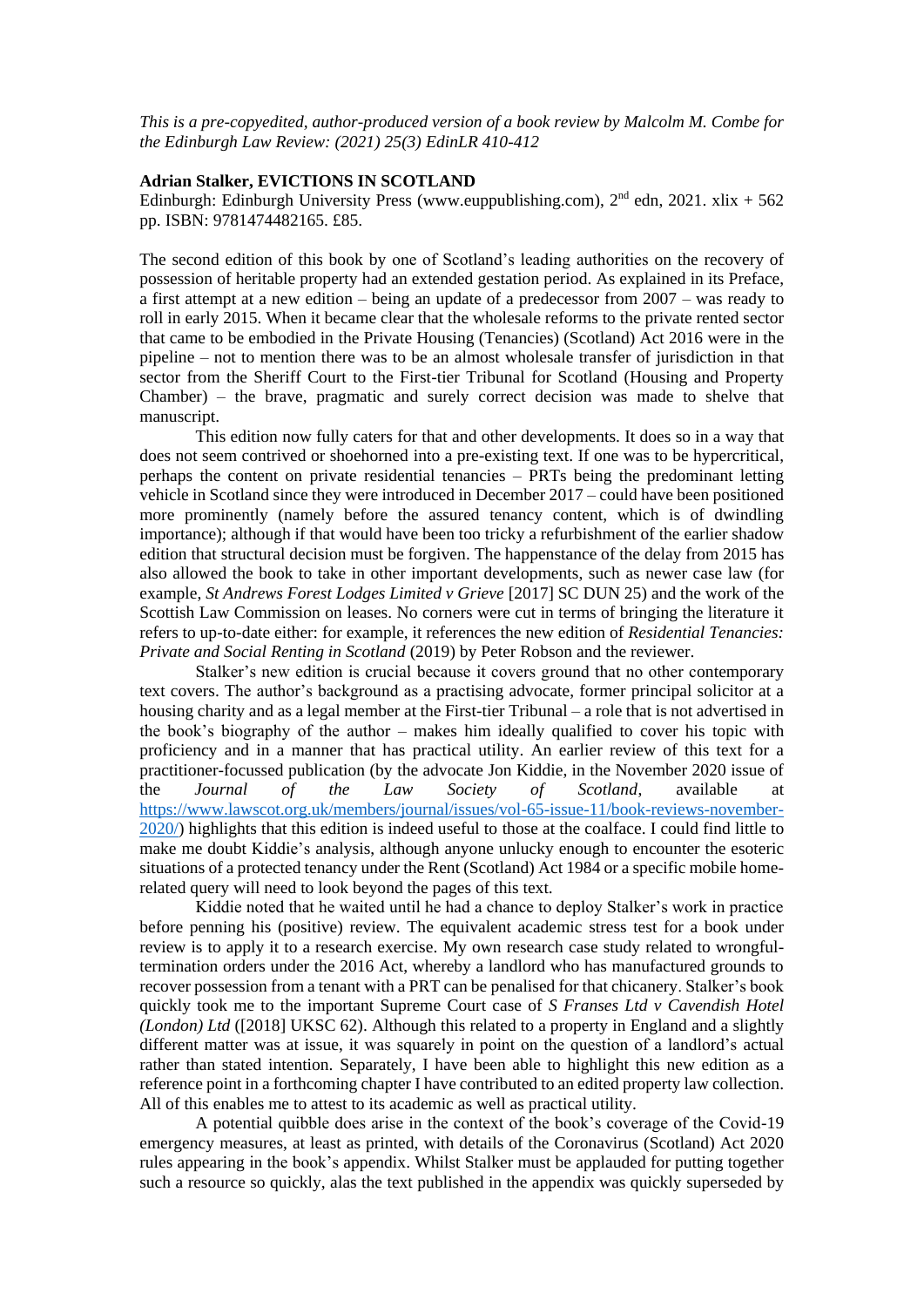*This is a pre-copyedited, author-produced version of a book review by Malcolm M. Combe for the Edinburgh Law Review: (2021) 25(3) EdinLR 410-412*

**Adrian Stalker, EVICTIONS IN SCOTLAND**

Edinburgh: Edinburgh University Press (www.euppublishing.com), 2nd edn, 2021. xlix + 562 pp. ISBN: 9781474482165. £85.

The second edition of this book by one of Scotland's leading authorities on the recovery of possession of heritable property had an extended gestation period. As explained in its Preface, a first attempt at a new edition – being an update of a predecessor from 2007 – was ready to roll in early 2015. When it became clear that the wholesale reforms to the private rented sector that came to be embodied in the Private Housing (Tenancies) (Scotland) Act 2016 were in the pipeline – not to mention there was to be an almost wholesale transfer of jurisdiction in that sector from the Sheriff Court to the First-tier Tribunal for Scotland (Housing and Property Chamber) – the brave, pragmatic and surely correct decision was made to shelve that manuscript.

This edition now fully caters for that and other developments. It does so in a way that does not seem contrived or shoehorned into a pre-existing text. If one was to be hypercritical, perhaps the content on private residential tenancies – PRTs being the predominant letting vehicle in Scotland since they were introduced in December 2017 – could have been positioned more prominently (namely before the assured tenancy content, which is of dwindling importance); although if that would have been too tricky a refurbishment of the earlier shadow edition that structural decision must be forgiven. The happenstance of the delay from 2015 has also allowed the book to take in other important developments, such as newer case law (for example, *St Andrews Forest Lodges Limited v Grieve* [2017] SC DUN 25) and the work of the Scottish Law Commission on leases. No corners were cut in terms of bringing the literature it refers to up-to-date either: for example, it references the new edition of *Residential Tenancies: Private and Social Renting in Scotland* (2019) by Peter Robson and the reviewer.

Stalker's new edition is crucial because it covers ground that no other contemporary text covers. The author's background as a practising advocate, former principal solicitor at a housing charity and as a legal member at the First-tier Tribunal – a role that is not advertised in the book's biography of the author – makes him ideally qualified to cover his topic with proficiency and in a manner that has practical utility. An earlier review of this text for a practitioner-focussed publication (by the advocate Jon Kiddie, in the November 2020 issue of the *Journal of the Law Society of Scotland*, available at https://www.lawscot.org.uk/members/journal/issues/vol-65-issue-11/book-reviews-november-2020/) highlights that this edition is indeed useful to those at the coalface. I could find little to make me doubt Kiddie's analysis, although anyone unlucky enough to encounter the esoteric situations of a protected tenancy under the Rent (Scotland) Act 1984 or a specific mobile home-related query will need to look beyond the pages of this text.

Kiddie noted that he waited until he had a chance to deploy Stalker's work in practice before penning his (positive) review. The equivalent academic stress test for a book under review is to apply it to a research exercise. My own research case study related to wrongful-termination orders under the 2016 Act, whereby a landlord who has manufactured grounds to recover possession from a tenant with a PRT can be penalised for that chicanery. Stalker's book quickly took me to the important Supreme Court case of *S Franses Ltd v Cavendish Hotel (London) Ltd* ([2018] UKSC 62). Although this related to a property in England and a slightly different matter was at issue, it was squarely in point on the question of a landlord's actual rather than stated intention. Separately, I have been able to highlight this new edition as a reference point in a forthcoming chapter I have contributed to an edited property law collection. All of this enables me to attest to its academic as well as practical utility.

A potential quibble does arise in the context of the book's coverage of the Covid-19 emergency measures, at least as printed, with details of the Coronavirus (Scotland) Act 2020 rules appearing in the book's appendix. Whilst Stalker must be applauded for putting together such a resource so quickly, alas the text published in the appendix was quickly superseded by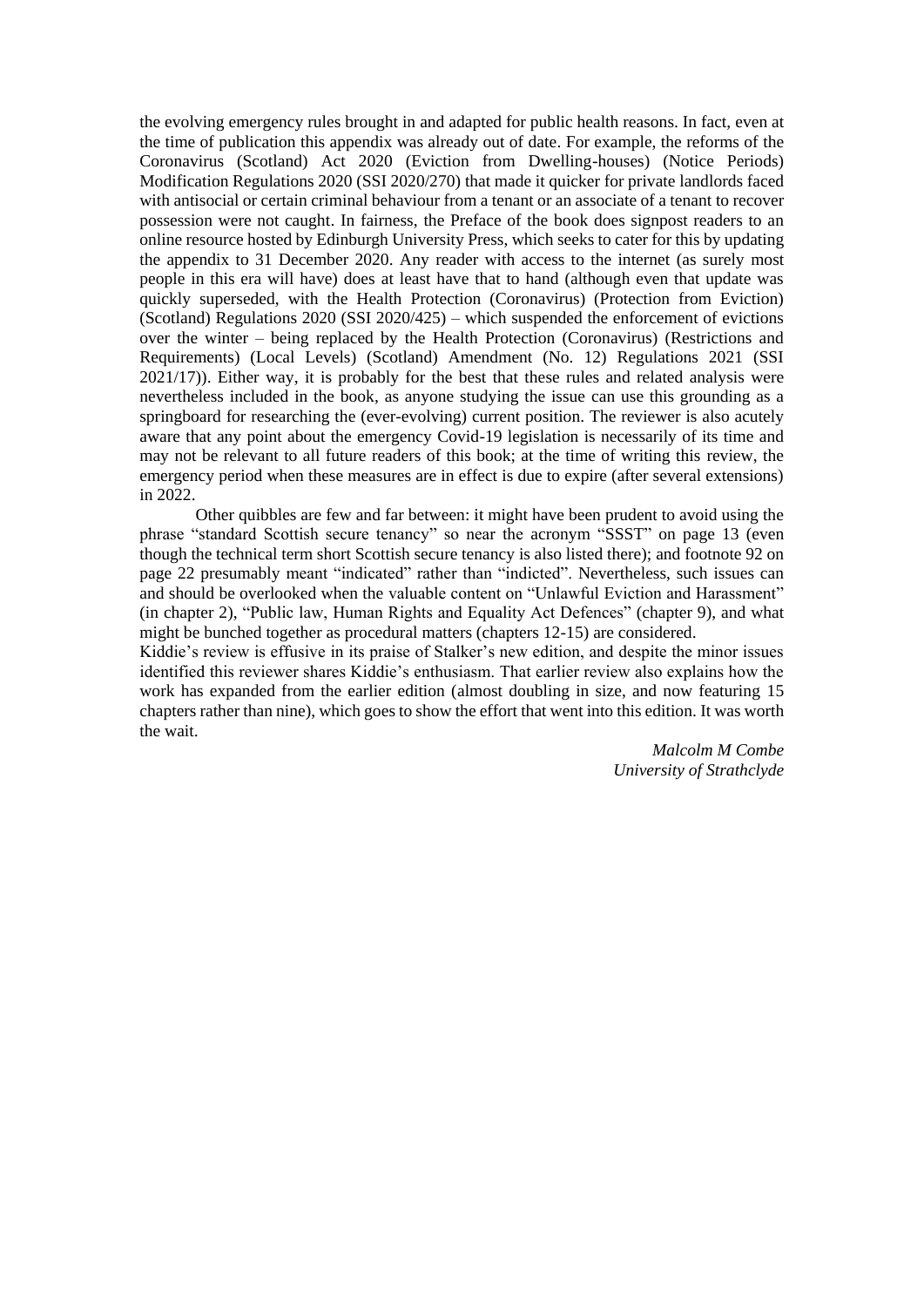the evolving emergency rules brought in and adapted for public health reasons. In fact, even at the time of publication this appendix was already out of date. For example, the reforms of the Coronavirus (Scotland) Act 2020 (Eviction from Dwelling-houses) (Notice Periods) Modification Regulations 2020 (SSI 2020/270) that made it quicker for private landlords faced with antisocial or certain criminal behaviour from a tenant or an associate of a tenant to recover possession were not caught. In fairness, the Preface of the book does signpost readers to an online resource hosted by Edinburgh University Press, which seeks to cater for this by updating the appendix to 31 December 2020. Any reader with access to the internet (as surely most people in this era will have) does at least have that to hand (although even that update was quickly superseded, with the Health Protection (Coronavirus) (Protection from Eviction) (Scotland) Regulations 2020 (SSI 2020/425) – which suspended the enforcement of evictions over the winter – being replaced by the Health Protection (Coronavirus) (Restrictions and Requirements) (Local Levels) (Scotland) Amendment (No. 12) Regulations 2021 (SSI 2021/17)). Either way, it is probably for the best that these rules and related analysis were nevertheless included in the book, as anyone studying the issue can use this grounding as a springboard for researching the (ever-evolving) current position. The reviewer is also acutely aware that any point about the emergency Covid-19 legislation is necessarily of its time and may not be relevant to all future readers of this book; at the time of writing this review, the emergency period when these measures are in effect is due to expire (after several extensions) in 2022.

Other quibbles are few and far between: it might have been prudent to avoid using the phrase "standard Scottish secure tenancy" so near the acronym "SSST" on page 13 (even though the technical term short Scottish secure tenancy is also listed there); and footnote 92 on page 22 presumably meant "indicated" rather than "indicted". Nevertheless, such issues can and should be overlooked when the valuable content on "Unlawful Eviction and Harassment" (in chapter 2), "Public law, Human Rights and Equality Act Defences" (chapter 9), and what might be bunched together as procedural matters (chapters 12-15) are considered.

Kiddie's review is effusive in its praise of Stalker's new edition, and despite the minor issues identified this reviewer shares Kiddie's enthusiasm. That earlier review also explains how the work has expanded from the earlier edition (almost doubling in size, and now featuring 15 chapters rather than nine), which goes to show the effort that went into this edition. It was worth the wait.

*Malcolm M Combe*
*University of Strathclyde*